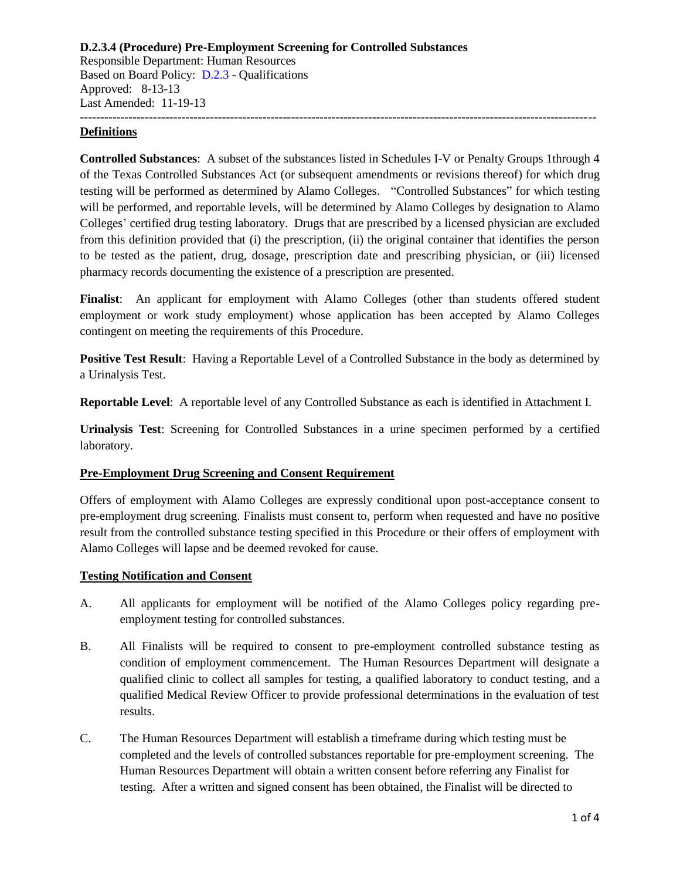**D.2.3.4 (Procedure) Pre-Employment Screening for Controlled Substances**

Responsible Department: Human Resources
Based on Board Policy: D.2.3 - Qualifications
Approved: 8-13-13
Last Amended: 11-19-13

---

**Definitions**

**Controlled Substances**: A subset of the substances listed in Schedules I-V or Penalty Groups 1through 4 of the Texas Controlled Substances Act (or subsequent amendments or revisions thereof) for which drug testing will be performed as determined by Alamo Colleges. "Controlled Substances" for which testing will be performed, and reportable levels, will be determined by Alamo Colleges by designation to Alamo Colleges' certified drug testing laboratory. Drugs that are prescribed by a licensed physician are excluded from this definition provided that (i) the prescription, (ii) the original container that identifies the person to be tested as the patient, drug, dosage, prescription date and prescribing physician, or (iii) licensed pharmacy records documenting the existence of a prescription are presented.

**Finalist**: An applicant for employment with Alamo Colleges (other than students offered student employment or work study employment) whose application has been accepted by Alamo Colleges contingent on meeting the requirements of this Procedure.

**Positive Test Result**: Having a Reportable Level of a Controlled Substance in the body as determined by a Urinalysis Test.

**Reportable Level**: A reportable level of any Controlled Substance as each is identified in Attachment I.

**Urinalysis Test**: Screening for Controlled Substances in a urine specimen performed by a certified laboratory.

**Pre-Employment Drug Screening and Consent Requirement**

Offers of employment with Alamo Colleges are expressly conditional upon post-acceptance consent to pre-employment drug screening. Finalists must consent to, perform when requested and have no positive result from the controlled substance testing specified in this Procedure or their offers of employment with Alamo Colleges will lapse and be deemed revoked for cause.

**Testing Notification and Consent**

A. All applicants for employment will be notified of the Alamo Colleges policy regarding pre-employment testing for controlled substances.

B. All Finalists will be required to consent to pre-employment controlled substance testing as condition of employment commencement. The Human Resources Department will designate a qualified clinic to collect all samples for testing, a qualified laboratory to conduct testing, and a qualified Medical Review Officer to provide professional determinations in the evaluation of test results.

C. The Human Resources Department will establish a timeframe during which testing must be completed and the levels of controlled substances reportable for pre-employment screening. The Human Resources Department will obtain a written consent before referring any Finalist for testing. After a written and signed consent has been obtained, the Finalist will be directed to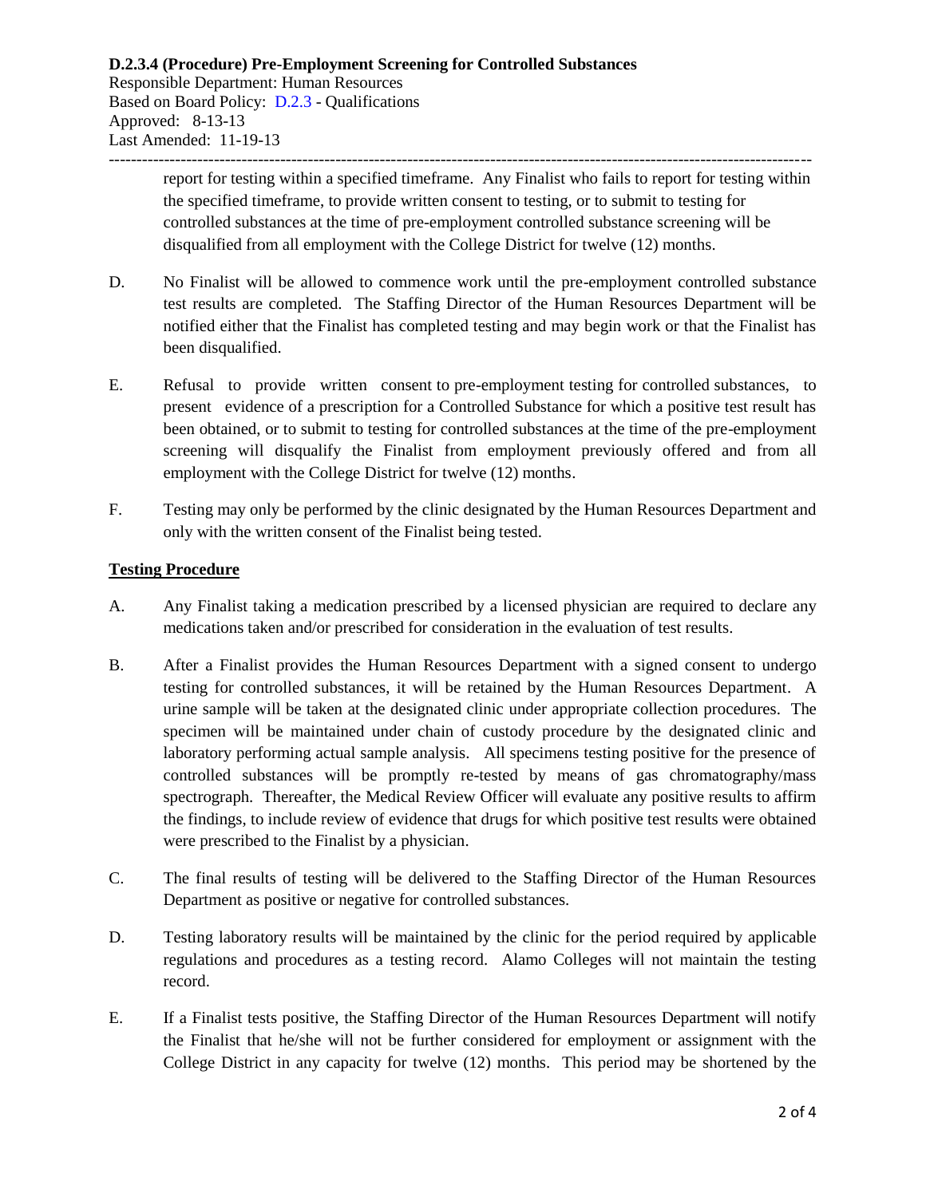report for testing within a specified timeframe. Any Finalist who fails to report for testing within the specified timeframe, to provide written consent to testing, or to submit to testing for controlled substances at the time of pre-employment controlled substance screening will be disqualified from all employment with the College District for twelve (12) months.

D. No Finalist will be allowed to commence work until the pre-employment controlled substance test results are completed. The Staffing Director of the Human Resources Department will be notified either that the Finalist has completed testing and may begin work or that the Finalist has been disqualified.

E. Refusal to provide written consent to pre-employment testing for controlled substances, to present evidence of a prescription for a Controlled Substance for which a positive test result has been obtained, or to submit to testing for controlled substances at the time of the pre-employment screening will disqualify the Finalist from employment previously offered and from all employment with the College District for twelve (12) months.

F. Testing may only be performed by the clinic designated by the Human Resources Department and only with the written consent of the Finalist being tested.

**Testing Procedure**

A. Any Finalist taking a medication prescribed by a licensed physician are required to declare any medications taken and/or prescribed for consideration in the evaluation of test results.

B. After a Finalist provides the Human Resources Department with a signed consent to undergo testing for controlled substances, it will be retained by the Human Resources Department. A urine sample will be taken at the designated clinic under appropriate collection procedures. The specimen will be maintained under chain of custody procedure by the designated clinic and laboratory performing actual sample analysis. All specimens testing positive for the presence of controlled substances will be promptly re-tested by means of gas chromatography/mass spectrograph. Thereafter, the Medical Review Officer will evaluate any positive results to affirm the findings, to include review of evidence that drugs for which positive test results were obtained were prescribed to the Finalist by a physician.

C. The final results of testing will be delivered to the Staffing Director of the Human Resources Department as positive or negative for controlled substances.

D. Testing laboratory results will be maintained by the clinic for the period required by applicable regulations and procedures as a testing record. Alamo Colleges will not maintain the testing record.

E. If a Finalist tests positive, the Staffing Director of the Human Resources Department will notify the Finalist that he/she will not be further considered for employment or assignment with the College District in any capacity for twelve (12) months. This period may be shortened by the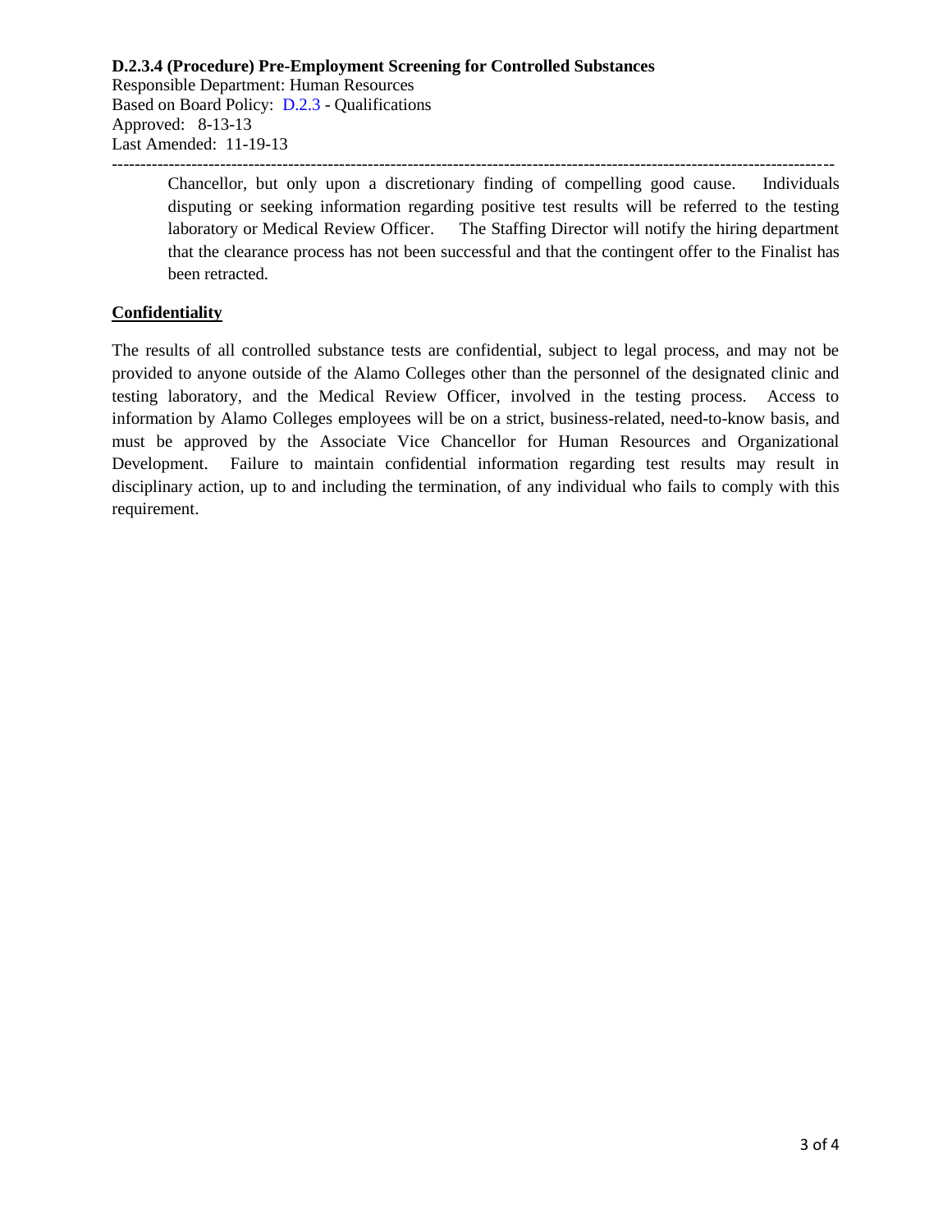Chancellor, but only upon a discretionary finding of compelling good cause. Individuals disputing or seeking information regarding positive test results will be referred to the testing laboratory or Medical Review Officer. The Staffing Director will notify the hiring department that the clearance process has not been successful and that the contingent offer to the Finalist has been retracted.

**Confidentiality**

The results of all controlled substance tests are confidential, subject to legal process, and may not be provided to anyone outside of the Alamo Colleges other than the personnel of the designated clinic and testing laboratory, and the Medical Review Officer, involved in the testing process. Access to information by Alamo Colleges employees will be on a strict, business-related, need-to-know basis, and must be approved by the Associate Vice Chancellor for Human Resources and Organizational Development. Failure to maintain confidential information regarding test results may result in disciplinary action, up to and including the termination, of any individual who fails to comply with this requirement.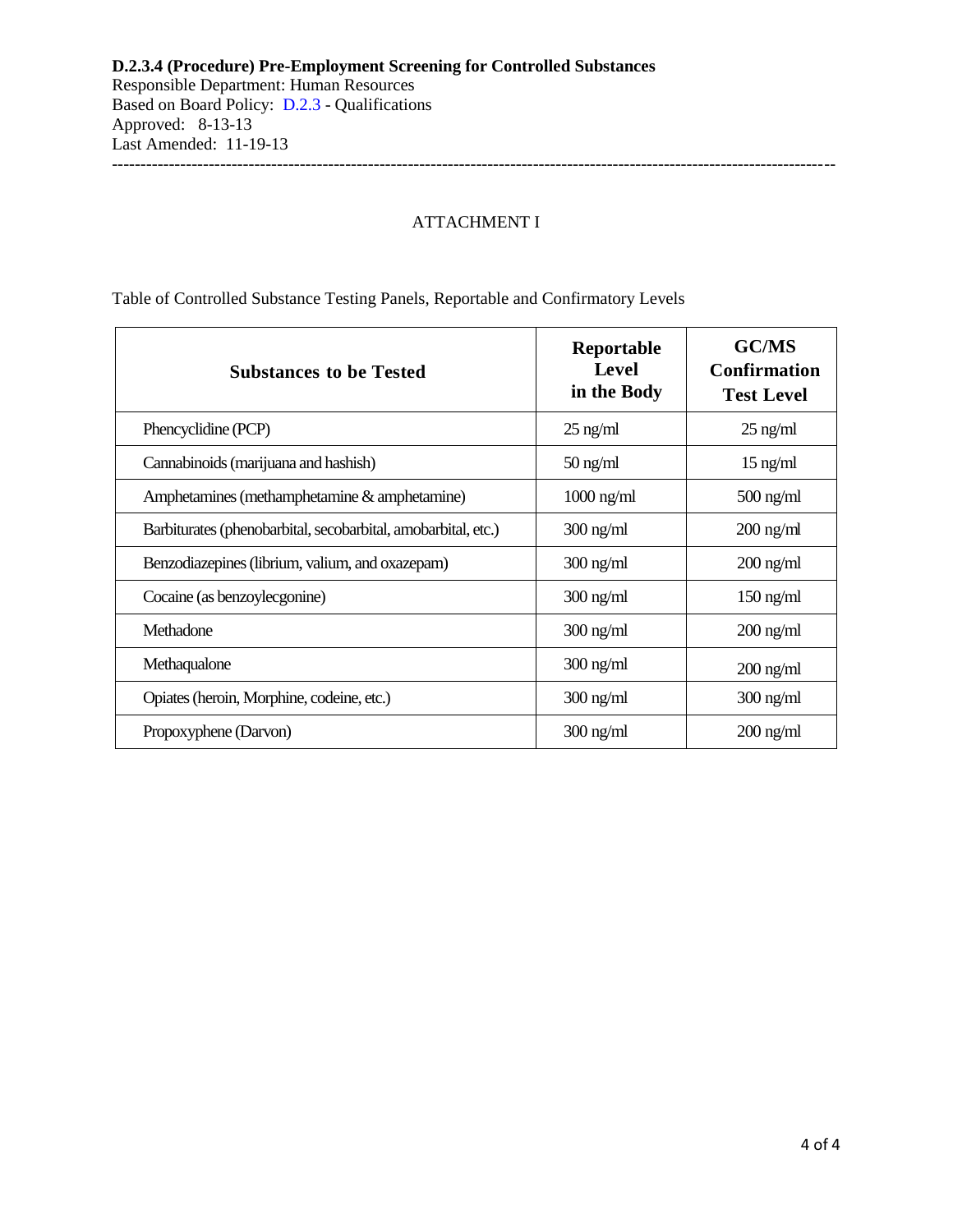**D.2.3.4 (Procedure) Pre-Employment Screening for Controlled Substances**
Responsible Department: Human Resources
Based on Board Policy: D.2.3 - Qualifications
Approved: 8-13-13
Last Amended: 11-19-13

---

ATTACHMENT I

Table of Controlled Substance Testing Panels, Reportable and Confirmatory Levels

| Substances to be Tested | Reportable Level in the Body | GC/MS Confirmation Test Level |
|---|---|---|
| Phencyclidine (PCP) | 25 ng/ml | 25 ng/ml |
| Cannabinoids (marijuana and hashish) | 50 ng/ml | 15 ng/ml |
| Amphetamines (methamphetamine & amphetamine) | 1000 ng/ml | 500 ng/ml |
| Barbiturates (phenobarbital, secobarbital, amobarbital, etc.) | 300 ng/ml | 200 ng/ml |
| Benzodiazepines (librium, valium, and oxazepam) | 300 ng/ml | 200 ng/ml |
| Cocaine (as benzoylecgonine) | 300 ng/ml | 150 ng/ml |
| Methadone | 300 ng/ml | 200 ng/ml |
| Methaqualone | 300 ng/ml | 200 ng/ml |
| Opiates (heroin, Morphine, codeine, etc.) | 300 ng/ml | 300 ng/ml |
| Propoxyphene (Darvon) | 300 ng/ml | 200 ng/ml |